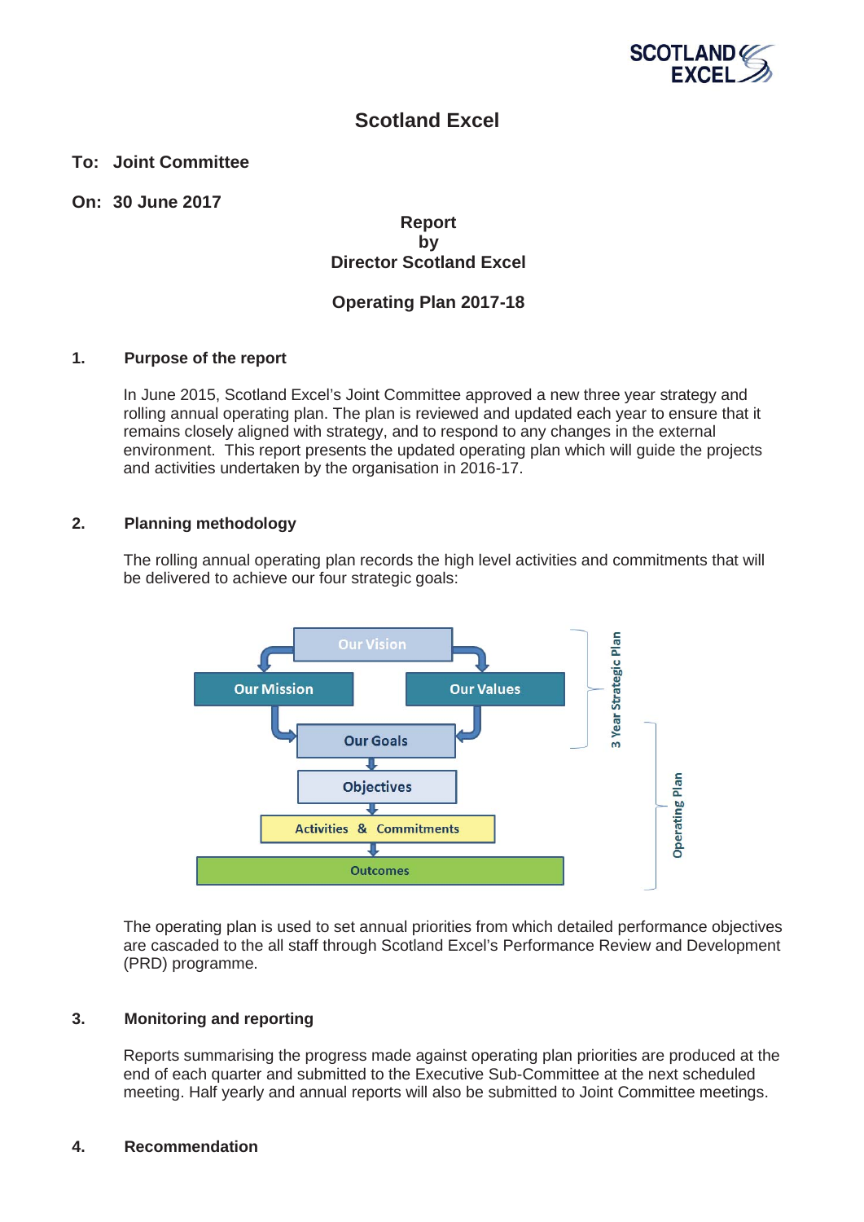# Scotland Excel

**To: Joint Committee**

**On: 30 June 2017**

**Report**
**by**
**Director Scotland Excel**

**Operating Plan 2017-18**

## 1. Purpose of the report

In June 2015, Scotland Excel's Joint Committee approved a new three year strategy and rolling annual operating plan. The plan is reviewed and updated each year to ensure that it remains closely aligned with strategy, and to respond to any changes in the external environment. This report presents the updated operating plan which will guide the projects and activities undertaken by the organisation in 2016-17.

## 2. Planning methodology

The rolling annual operating plan records the high level activities and commitments that will be delivered to achieve our four strategic goals:

Our Vision → Our Mission / Our Values → Our Goals → Objectives → Activities & Commitments → Outcomes

(3 Year Strategic Plan: Our Vision, Our Mission, Our Values, Our Goals; Operating Plan: Our Goals, Objectives, Activities & Commitments, Outcomes)

The operating plan is used to set annual priorities from which detailed performance objectives are cascaded to the all staff through Scotland Excel's Performance Review and Development (PRD) programme.

## 3. Monitoring and reporting

Reports summarising the progress made against operating plan priorities are produced at the end of each quarter and submitted to the Executive Sub-Committee at the next scheduled meeting. Half yearly and annual reports will also be submitted to Joint Committee meetings.

## 4. Recommendation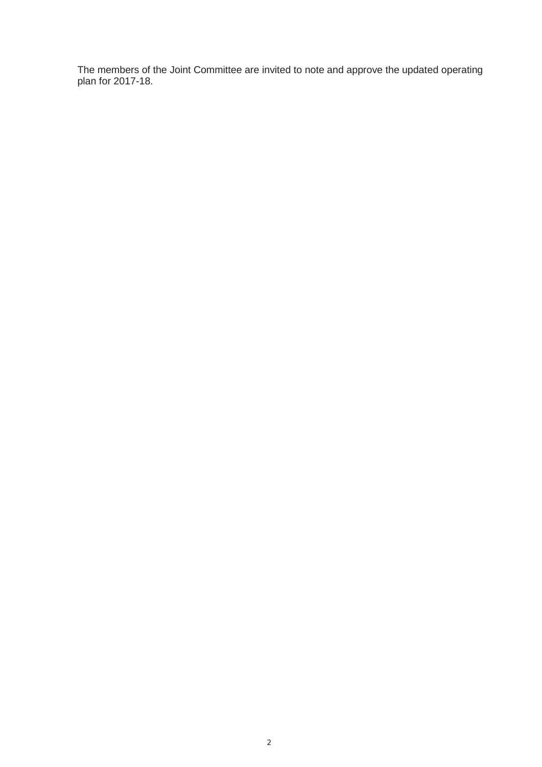The members of the Joint Committee are invited to note and approve the updated operating plan for 2017-18.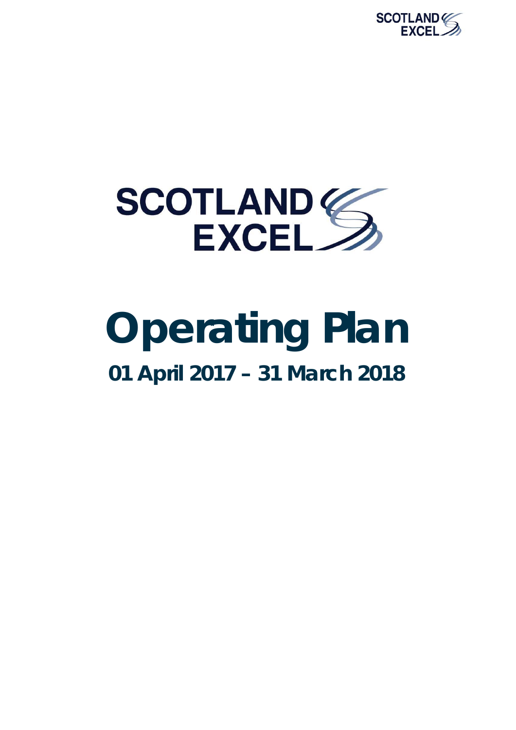# SCOTLAND EXCEL

# Operating Plan

## 01 April 2017 – 31 March 2018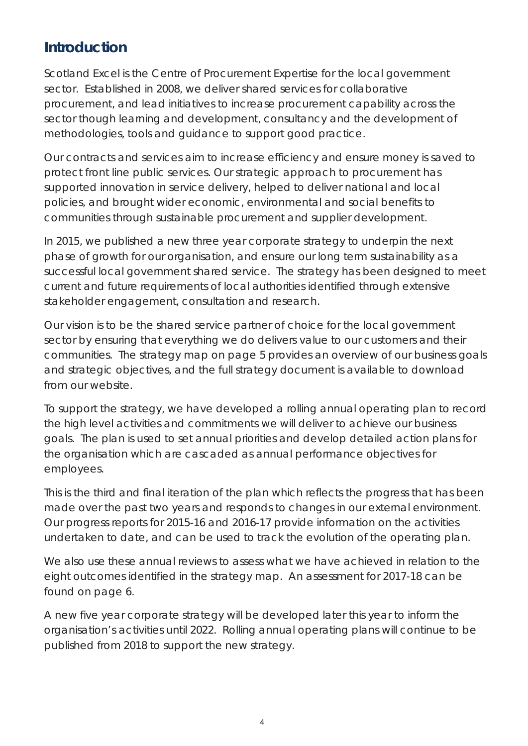## Introduction

Scotland Excel is the Centre of Procurement Expertise for the local government sector. Established in 2008, we deliver shared services for collaborative procurement, and lead initiatives to increase procurement capability across the sector though learning and development, consultancy and the development of methodologies, tools and guidance to support good practice.

Our contracts and services aim to increase efficiency and ensure money is saved to protect front line public services. Our strategic approach to procurement has supported innovation in service delivery, helped to deliver national and local policies, and brought wider economic, environmental and social benefits to communities through sustainable procurement and supplier development.

In 2015, we published a new three year corporate strategy to underpin the next phase of growth for our organisation, and ensure our long term sustainability as a successful local government shared service. The strategy has been designed to meet current and future requirements of local authorities identified through extensive stakeholder engagement, consultation and research.

Our vision is to be the shared service partner of choice for the local government sector by ensuring that everything we do delivers value to our customers and their communities. The strategy map on page 5 provides an overview of our business goals and strategic objectives, and the full strategy document is available to download from our website.

To support the strategy, we have developed a rolling annual operating plan to record the high level activities and commitments we will deliver to achieve our business goals. The plan is used to set annual priorities and develop detailed action plans for the organisation which are cascaded as annual performance objectives for employees.

This is the third and final iteration of the plan which reflects the progress that has been made over the past two years and responds to changes in our external environment. Our progress reports for 2015-16 and 2016-17 provide information on the activities undertaken to date, and can be used to track the evolution of the operating plan.

We also use these annual reviews to assess what we have achieved in relation to the eight outcomes identified in the strategy map. An assessment for 2017-18 can be found on page 6.

A new five year corporate strategy will be developed later this year to inform the organisation's activities until 2022. Rolling annual operating plans will continue to be published from 2018 to support the new strategy.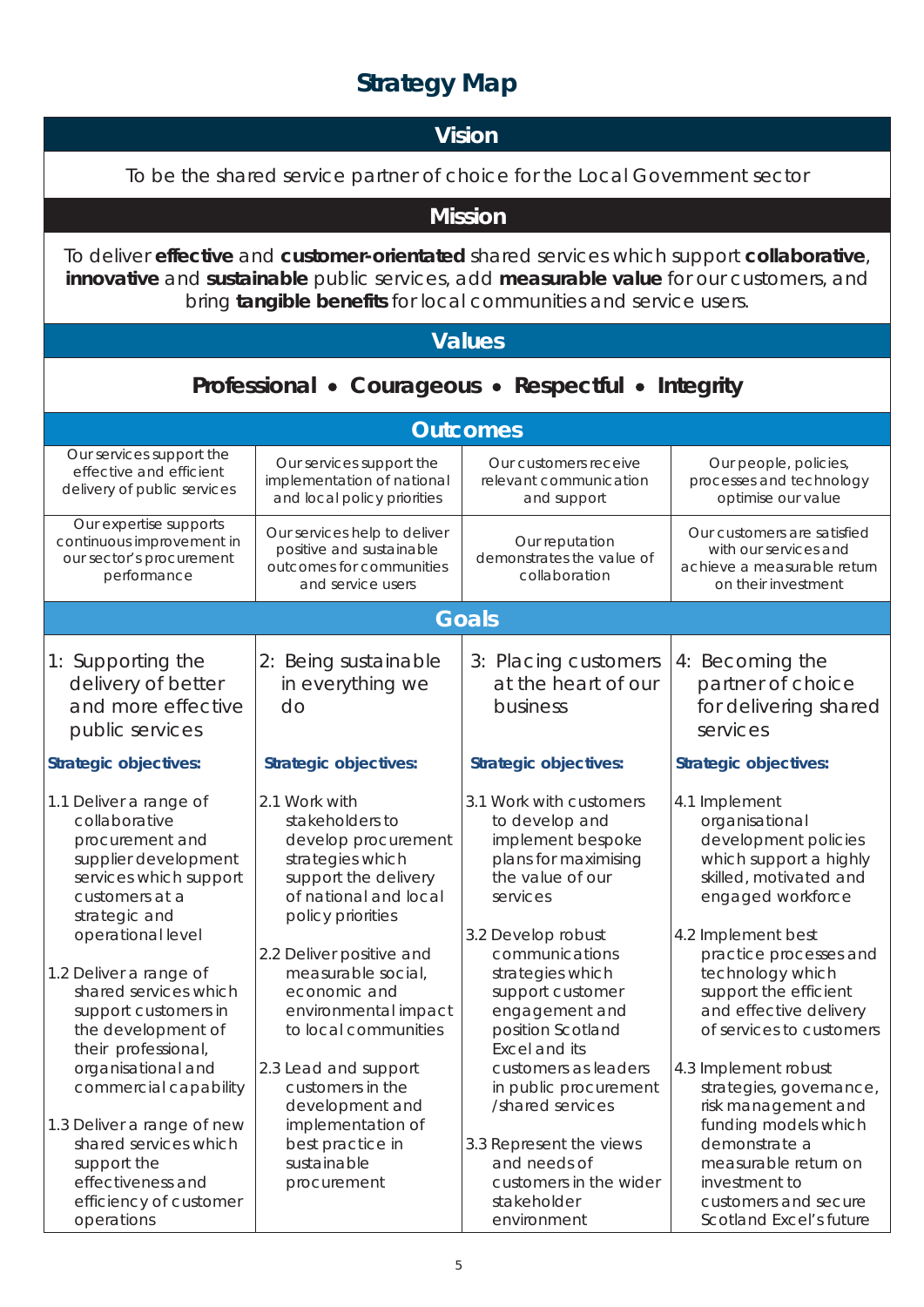# Strategy Map

## Vision

To be the shared service partner of choice for the Local Government sector

## Mission

To deliver **effective** and **customer-orientated** shared services which support **collaborative**, **innovative** and **sustainable** public services, add **measurable value** for our customers, and bring **tangible benefits** for local communities and service users.

## Values

**Professional • Courageous • Respectful • Integrity**

## Outcomes

| | | | |
|---|---|---|---|
| Our services support the effective and efficient delivery of public services | Our services support the implementation of national and local policy priorities | Our customers receive relevant communication and support | Our people, policies, processes and technology optimise our value |
| Our expertise supports continuous improvement in our sector's procurement performance | Our services help to deliver positive and sustainable outcomes for communities and service users | Our reputation demonstrates the value of collaboration | Our customers are satisfied with our services and achieve a measurable return on their investment |

## Goals

| 1: Supporting the delivery of better and more effective public services | 2: Being sustainable in everything we do | 3: Placing customers at the heart of our business | 4: Becoming the partner of choice for delivering shared services |
|---|---|---|---|
| **Strategic objectives:** | **Strategic objectives:** | **Strategic objectives:** | **Strategic objectives:** |
| 1.1 Deliver a range of collaborative procurement and supplier development services which support customers at a strategic and operational level | 2.1 Work with stakeholders to develop procurement strategies which support the delivery of national and local policy priorities | 3.1 Work with customers to develop and implement bespoke plans for maximising the value of our services | 4.1 Implement organisational development policies which support a highly skilled, motivated and engaged workforce |
| 1.2 Deliver a range of shared services which support customers in the development of their professional, organisational and commercial capability | 2.2 Deliver positive and measurable social, economic and environmental impact to local communities | 3.2 Develop robust communications strategies which support customer engagement and position Scotland Excel and its customers as leaders in public procurement /shared services | 4.2 Implement best practice processes and technology which support the efficient and effective delivery of services to customers |
| 1.3 Deliver a range of new shared services which support the effectiveness and efficiency of customer operations | 2.3 Lead and support customers in the development and implementation of best practice in sustainable procurement | 3.3 Represent the views and needs of customers in the wider stakeholder environment | 4.3 Implement robust strategies, governance, risk management and funding models which demonstrate a measurable return on investment to customers and secure Scotland Excel's future |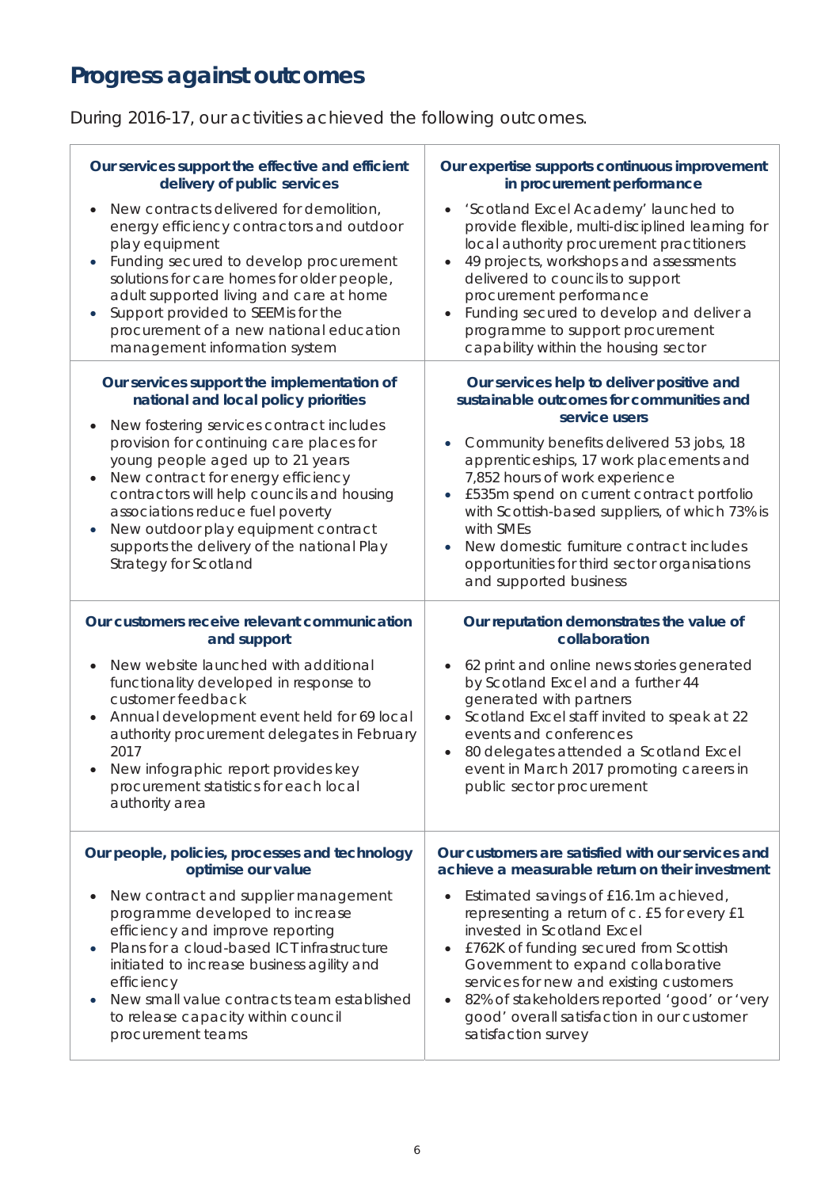## Progress against outcomes

During 2016-17, our activities achieved the following outcomes.

**Our services support the effective and efficient delivery of public services**

- New contracts delivered for demolition, energy efficiency contractors and outdoor play equipment
- Funding secured to develop procurement solutions for care homes for older people, adult supported living and care at home
- Support provided to SEEMis for the procurement of a new national education management information system

**Our expertise supports continuous improvement in procurement performance**

- 'Scotland Excel Academy' launched to provide flexible, multi-disciplined learning for local authority procurement practitioners
- 49 projects, workshops and assessments delivered to councils to support procurement performance
- Funding secured to develop and deliver a programme to support procurement capability within the housing sector

**Our services support the implementation of national and local policy priorities**

- New fostering services contract includes provision for continuing care places for young people aged up to 21 years
- New contract for energy efficiency contractors will help councils and housing associations reduce fuel poverty
- New outdoor play equipment contract supports the delivery of the national Play Strategy for Scotland

**Our services help to deliver positive and sustainable outcomes for communities and service users**

- Community benefits delivered 53 jobs, 18 apprenticeships, 17 work placements and 7,852 hours of work experience
- £535m spend on current contract portfolio with Scottish-based suppliers, of which 73% is with SMEs
- New domestic furniture contract includes opportunities for third sector organisations and supported business

**Our customers receive relevant communication and support**

- New website launched with additional functionality developed in response to customer feedback
- Annual development event held for 69 local authority procurement delegates in February 2017
- New infographic report provides key procurement statistics for each local authority area

**Our reputation demonstrates the value of collaboration**

- 62 print and online news stories generated by Scotland Excel and a further 44 generated with partners
- Scotland Excel staff invited to speak at 22 events and conferences
- 80 delegates attended a Scotland Excel event in March 2017 promoting careers in public sector procurement

**Our people, policies, processes and technology optimise our value**

- New contract and supplier management programme developed to increase efficiency and improve reporting
- Plans for a cloud-based ICT infrastructure initiated to increase business agility and efficiency
- New small value contracts team established to release capacity within council procurement teams

**Our customers are satisfied with our services and achieve a measurable return on their investment**

- Estimated savings of £16.1m achieved, representing a return of c. £5 for every £1 invested in Scotland Excel
- £762K of funding secured from Scottish Government to expand collaborative services for new and existing customers
- 82% of stakeholders reported 'good' or 'very good' overall satisfaction in our customer satisfaction survey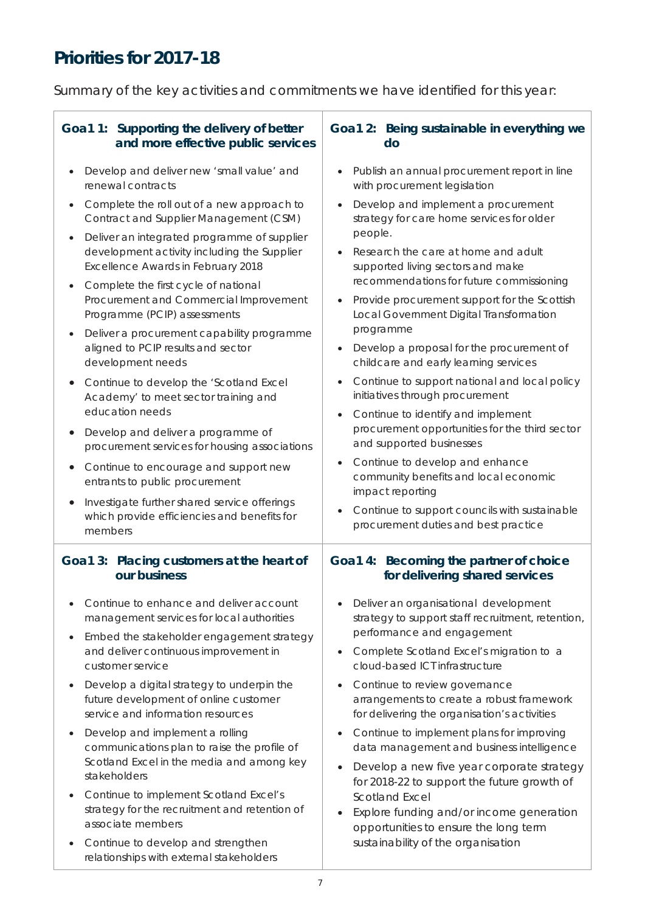# Priorities for 2017-18

Summary of the key activities and commitments we have identified for this year:

### Goal 1: Supporting the delivery of better and more effective public services

- Develop and deliver new 'small value' and renewal contracts
- Complete the roll out of a new approach to Contract and Supplier Management (CSM)
- Deliver an integrated programme of supplier development activity including the Supplier Excellence Awards in February 2018
- Complete the first cycle of national Procurement and Commercial Improvement Programme (PCIP) assessments
- Deliver a procurement capability programme aligned to PCIP results and sector development needs
- Continue to develop the 'Scotland Excel Academy' to meet sector training and education needs
- Develop and deliver a programme of procurement services for housing associations
- Continue to encourage and support new entrants to public procurement
- Investigate further shared service offerings which provide efficiencies and benefits for members

### Goal 2: Being sustainable in everything we do

- Publish an annual procurement report in line with procurement legislation
- Develop and implement a procurement strategy for care home services for older people.
- Research the care at home and adult supported living sectors and make recommendations for future commissioning
- Provide procurement support for the Scottish Local Government Digital Transformation programme
- Develop a proposal for the procurement of childcare and early learning services
- Continue to support national and local policy initiatives through procurement
- Continue to identify and implement procurement opportunities for the third sector and supported businesses
- Continue to develop and enhance community benefits and local economic impact reporting
- Continue to support councils with sustainable procurement duties and best practice

### Goal 3: Placing customers at the heart of our business

- Continue to enhance and deliver account management services for local authorities
- Embed the stakeholder engagement strategy and deliver continuous improvement in customer service
- Develop a digital strategy to underpin the future development of online customer service and information resources
- Develop and implement a rolling communications plan to raise the profile of Scotland Excel in the media and among key stakeholders
- Continue to implement Scotland Excel's strategy for the recruitment and retention of associate members
- Continue to develop and strengthen relationships with external stakeholders

### Goal 4: Becoming the partner of choice for delivering shared services

- Deliver an organisational development strategy to support staff recruitment, retention, performance and engagement
- Complete Scotland Excel's migration to a cloud-based ICT infrastructure
- Continue to review governance arrangements to create a robust framework for delivering the organisation's activities
- Continue to implement plans for improving data management and business intelligence
- Develop a new five year corporate strategy for 2018-22 to support the future growth of Scotland Excel
- Explore funding and/or income generation opportunities to ensure the long term sustainability of the organisation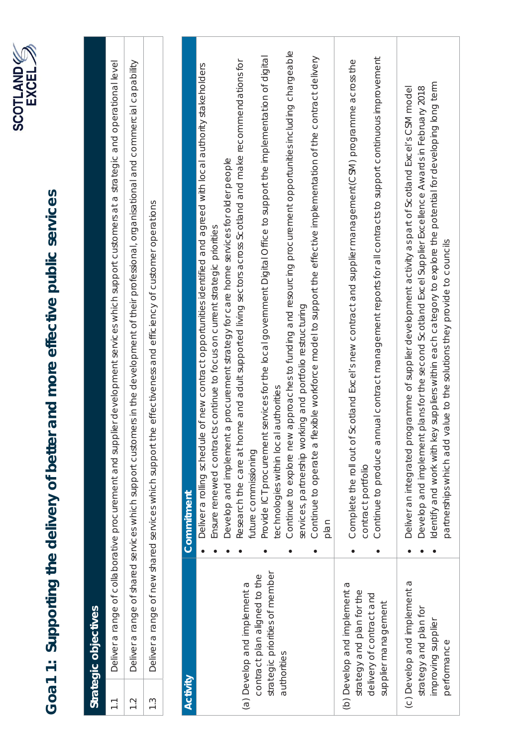# Goal 1: Supporting the delivery of better and more effective public services

| Strategic objectives | |
|---|---|
| 1.1 | Deliver a range of collaborative procurement and supplier development services which support customers at a strategic and operational level |
| 1.2 | Deliver a range of shared services which support customers in the development of their professional, organisational and commercial capability |
| 1.3 | Deliver a range of new shared services which support the effectiveness and efficiency of customer operations |

| Activity | Commitment |
|---|---|
| (a) Develop and implement a contract plan aligned to the strategic priorities of member authorities | • Deliver a rolling schedule of new contract opportunities identified and agreed with local authority stakeholders<br>• Ensure renewed contracts continue to focus on current strategic priorities<br>• Develop and implement a procurement strategy for care home services for older people<br>• Research the care at home and adult supported living sectors across Scotland and make recommendations for future commissioning<br>• Provide ICT procurement services for the local government Digital Office to support the implementation of digital technologies within local authorities<br>• Continue to explore new approaches to funding and resourcing procurement opportunities including chargeable services, partnership working and portfolio restructuring<br>• Continue to operate a flexible workforce model to support the effective implementation of the contract delivery plan |
| (b) Develop and implement a strategy and plan for the delivery of contract and supplier management | • Complete the roll out of Scotland Excel's new contract and supplier management (CSM) programme across the contract portfolio<br>• Continue to produce annual contract management reports for all contracts to support continuous improvement |
| (c) Develop and implement a strategy and plan for improving supplier performance | • Deliver an integrated programme of supplier development activity as part of Scotland Excel's CSM model<br>• Develop and implement plans for the second Scotland Excel Supplier Excellence Awards in February 2018<br>• Identify and work with key suppliers within each category to explore the potential for developing long term partnerships which add value to the solutions they provide to councils |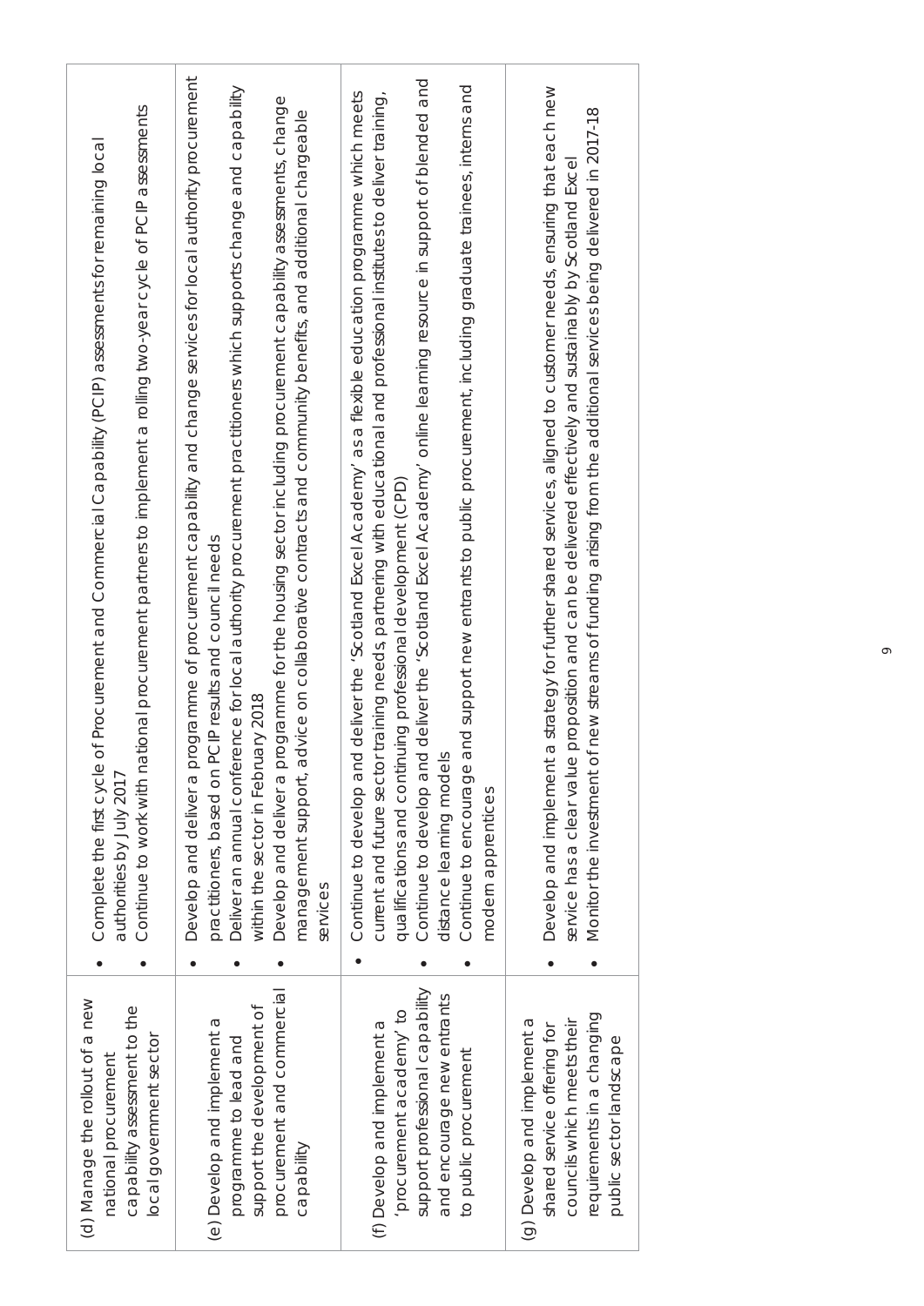| | |
|---|---|
| (d) Manage the rollout of a new national procurement capability assessment to the local government sector | • Complete the first cycle of Procurement and Commercial Capability (PCIP) assessments for remaining local authorities by July 2017<br>• Continue to work with national procurement partners to implement a rolling two-year cycle of PCIP assessments |
| (e) Develop and implement a programme to lead and support the development of procurement and commercial capability | • Develop and deliver a programme of procurement capability and change services for local authority procurement practitioners, based on PCIP results and council needs<br>• Deliver an annual conference for local authority procurement practitioners which supports change and capability within the sector in February 2018<br>• Develop and deliver a programme for the housing sector including procurement capability assessments, change management support, advice on collaborative contracts and community benefits, and additional chargeable services |
| (f) Develop and implement a 'procurement academy' to support professional capability and encourage new entrants to public procurement | • Continue to develop and deliver the 'Scotland Excel Academy' as a flexible education programme which meets current and future sector training needs, partnering with educational and professional institutes to deliver training, qualifications and continuing professional development (CPD)<br>• Continue to develop and deliver the 'Scotland Excel Academy' online learning resource in support of blended and distance learning models<br>• Continue to encourage and support new entrants to public procurement, including graduate trainees, interns and modern apprentices |
| (g) Develop and implement a shared service offering for councils which meets their requirements in a changing public sector landscape | • Develop and implement a strategy for further shared services, aligned to customer needs, ensuring that each new service has a clear value proposition and can be delivered effectively and sustainably by Scotland Excel<br>• Monitor the investment of new streams of funding arising from the additional services being delivered in 2017-18 |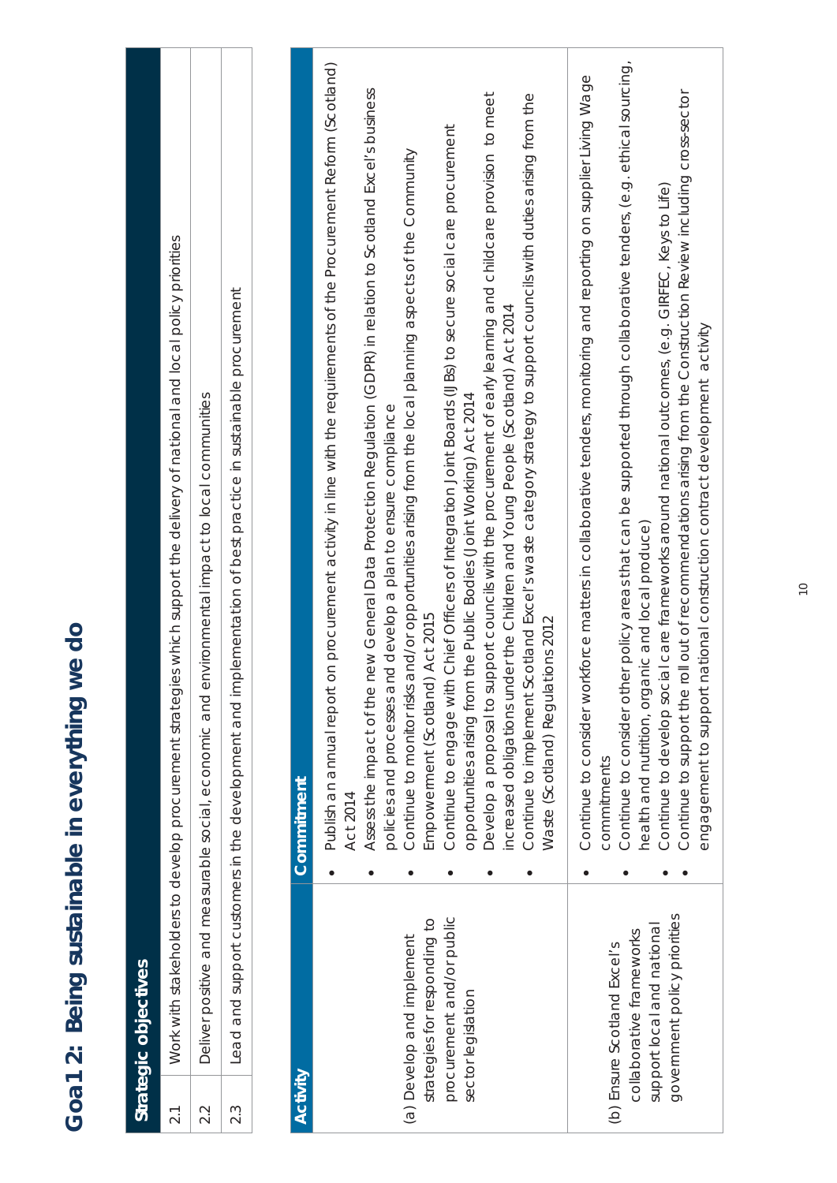# Goal 2: Being sustainable in everything we do

| Strategic objectives | |
|---|---|
| 2.1 | Work with stakeholders to develop procurement strategies which support the delivery of national and local policy priorities |
| 2.2 | Deliver positive and measurable social, economic and environmental impact to local communities |
| 2.3 | Lead and support customers in the development and implementation of best practice in sustainable procurement |

| Activity | Commitment |
|---|---|
| (a) Develop and implement strategies for responding to procurement and/or public sector legislation | • Publish an annual report on procurement activity in line with the requirements of the Procurement Reform (Scotland) Act 2014<br>• Assess the impact of the new General Data Protection Regulation (GDPR) in relation to Scotland Excel's business policies and processes and develop a plan to ensure compliance<br>• Continue to monitor risks and/or opportunities arising from the local planning aspects of the Community Empowerment (Scotland) Act 2015<br>• Continue to engage with Chief Officers of Integration Joint Boards (IJBs) to secure social care procurement opportunities arising from the Public Bodies (Joint Working) Act 2014<br>• Develop a proposal to support councils with the procurement of early learning and childcare provision to meet increased obligations under the Children and Young People (Scotland) Act 2014<br>• Continue to implement Scotland Excel's waste category strategy to support councils with duties arising from the Waste (Scotland) Regulations 2012 |
| (b) Ensure Scotland Excel's collaborative frameworks support local and national government policy priorities | • Continue to consider workforce matters in collaborative tenders, monitoring and reporting on supplier Living Wage commitments<br>• Continue to consider other policy areas that can be supported through collaborative tenders, (e.g. ethical sourcing, health and nutrition, organic and local produce)<br>• Continue to develop social care frameworks around national outcomes, (e.g. GIRFEC, Keys to Life)<br>• Continue to support the roll out of recommendations arising from the Construction Review including cross-sector engagement to support national construction contract development activity |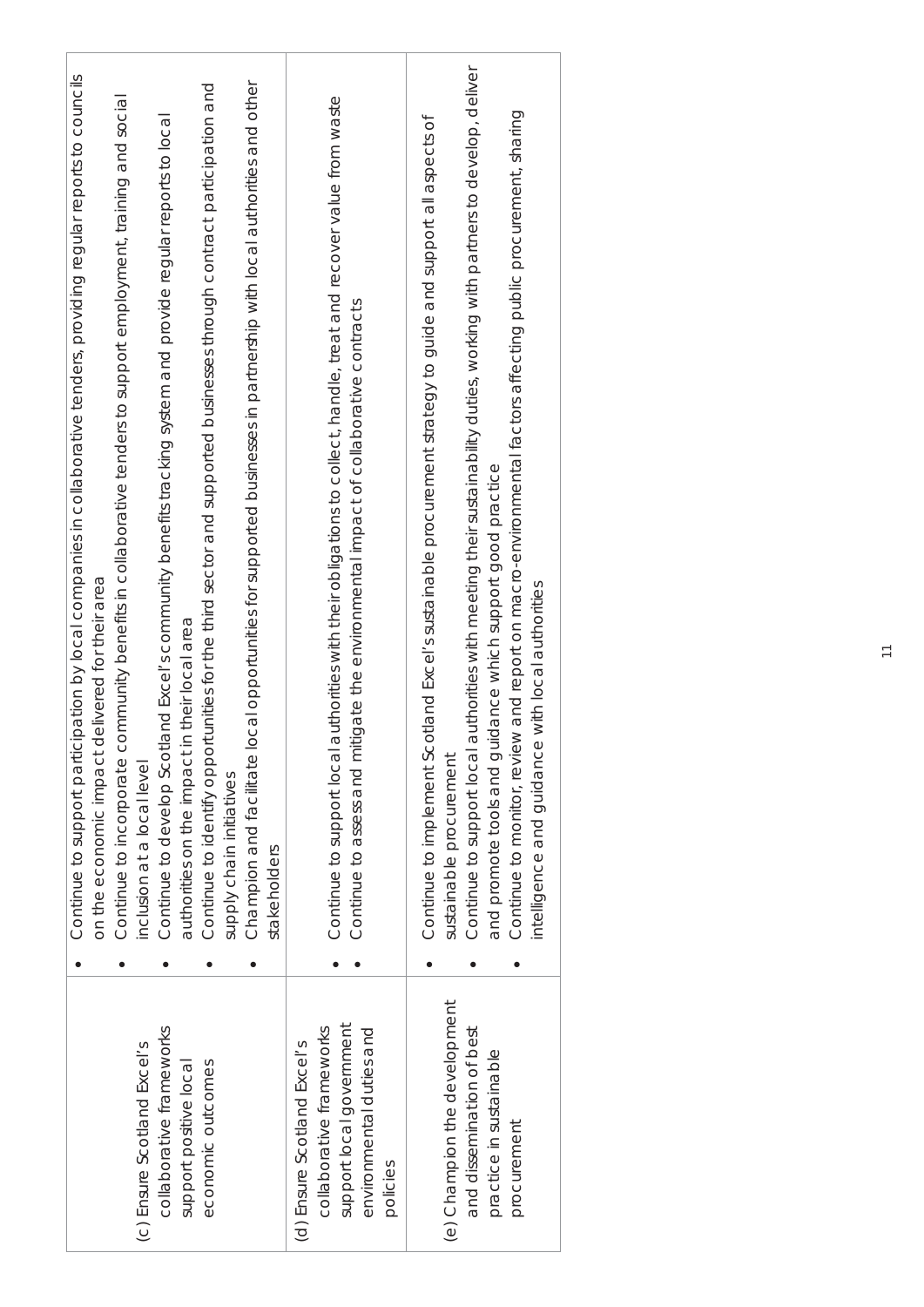| | |
|---|---|
| (c) Ensure Scotland Excel's collaborative frameworks support positive local economic outcomes | • Continue to support participation by local companies in collaborative tenders, providing regular reports to councils on the economic impact delivered for their area<br>• Continue to incorporate community benefits in collaborative tenders to support employment, training and social inclusion at a local level<br>• Continue to develop Scotland Excel's community benefits tracking system and provide regular reports to local authorities on the impact in their local area<br>• Continue to identify opportunities for the third sector and supported businesses through contract participation and supply chain initiatives<br>• Champion and facilitate local opportunities for supported businesses in partnership with local authorities and other stakeholders |
| (d) Ensure Scotland Excel's collaborative frameworks support local government environmental duties and policies | • Continue to support local authorities with their obligations to collect, handle, treat and recover value from waste<br>• Continue to assess and mitigate the environmental impact of collaborative contracts |
| (e) Champion the development and dissemination of best practice in sustainable procurement | • Continue to implement Scotland Excel's sustainable procurement strategy to guide and support all aspects of sustainable procurement<br>• Continue to support local authorities with meeting their sustainability duties, working with partners to develop, deliver and promote tools and guidance which support good practice<br>• Continue to monitor, review and report on macro-environmental factors affecting public procurement, sharing intelligence and guidance with local authorities |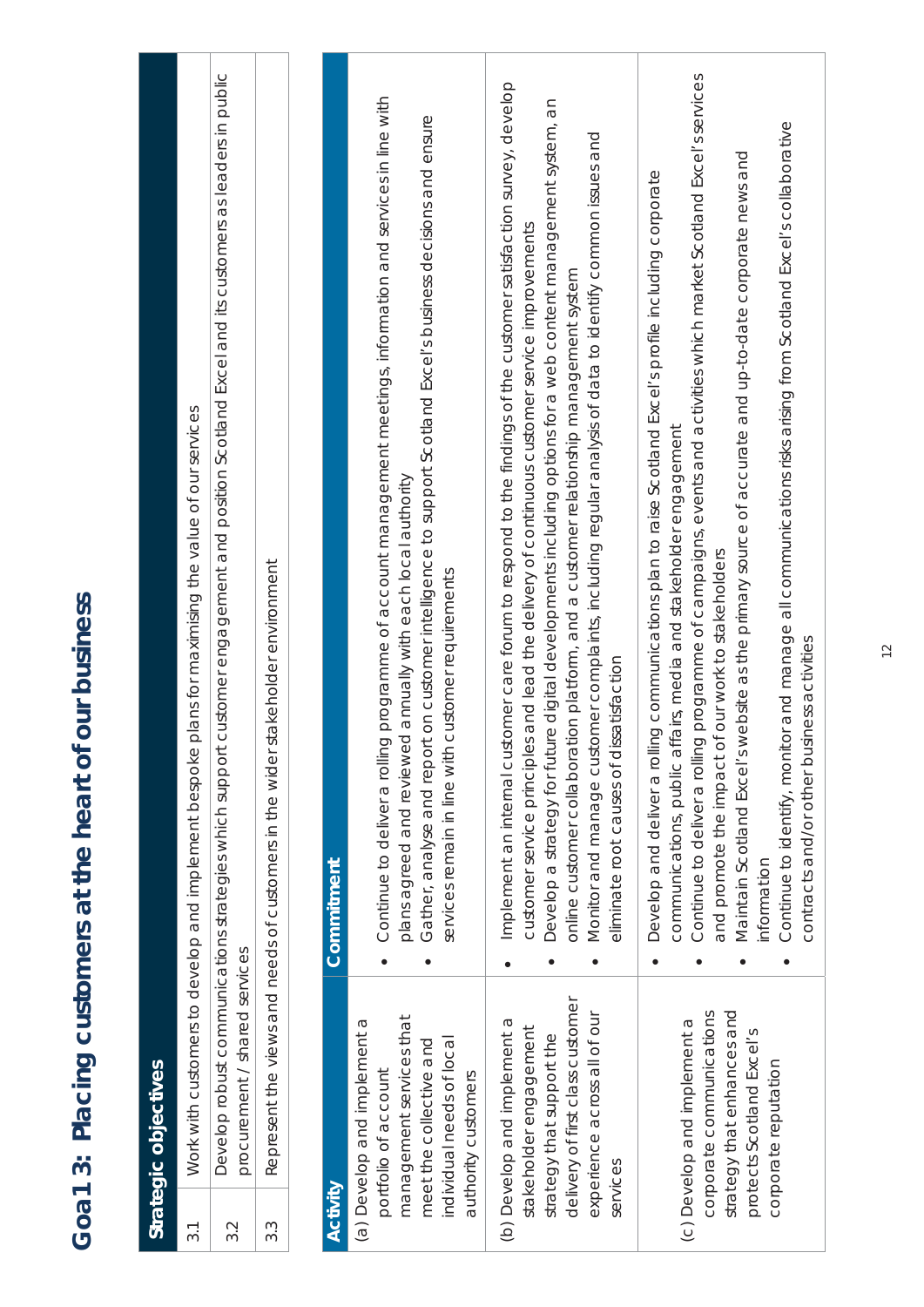# Goal 3: Placing customers at the heart of our business

| Strategic objectives | |
|---|---|
| 3.1 | Work with customers to develop and implement bespoke plans for maximising the value of our services |
| 3.2 | Develop robust communications strategies which support customer engagement and position Scotland Excel and its customers as leaders in public procurement / shared services |
| 3.3 | Represent the views and needs of customers in the wider stakeholder environment |

| Activity | Commitment |
|---|---|
| (a) Develop and implement a portfolio of account management services that meet the collective and individual needs of local authority customers | • Continue to deliver a rolling programme of account management meetings, information and services in line with plans agreed and reviewed annually with each local authority<br>• Gather, analyse and report on customer intelligence to support Scotland Excel's business decisions and ensure services remain in line with customer requirements |
| (b) Develop and implement a stakeholder engagement strategy that support the delivery of first class customer experience across all of our services | • Implement an internal customer care forum to respond to the findings of the customer satisfaction survey, develop customer service principles and lead the delivery of continuous customer service improvements<br>• Develop a strategy for future digital developments including options for a web content management system, an online customer collaboration platform, and a customer relationship management system<br>• Monitor and manage customer complaints, including regular analysis of data to identify common issues and eliminate root causes of dissatisfaction |
| (c) Develop and implement a corporate communications strategy that enhances and protects Scotland Excel's corporate reputation | • Develop and deliver a rolling communications plan to raise Scotland Excel's profile including corporate communications, public affairs, media and stakeholder engagement<br>• Continue to deliver a rolling programme of campaigns, events and activities which market Scotland Excel's services and promote the impact of our work to stakeholders<br>• Maintain Scotland Excel's website as the primary source of accurate and up-to-date corporate news and information<br>• Continue to identify, monitor and manage all communications risks arising from Scotland Excel's collaborative contracts and/or other business activities |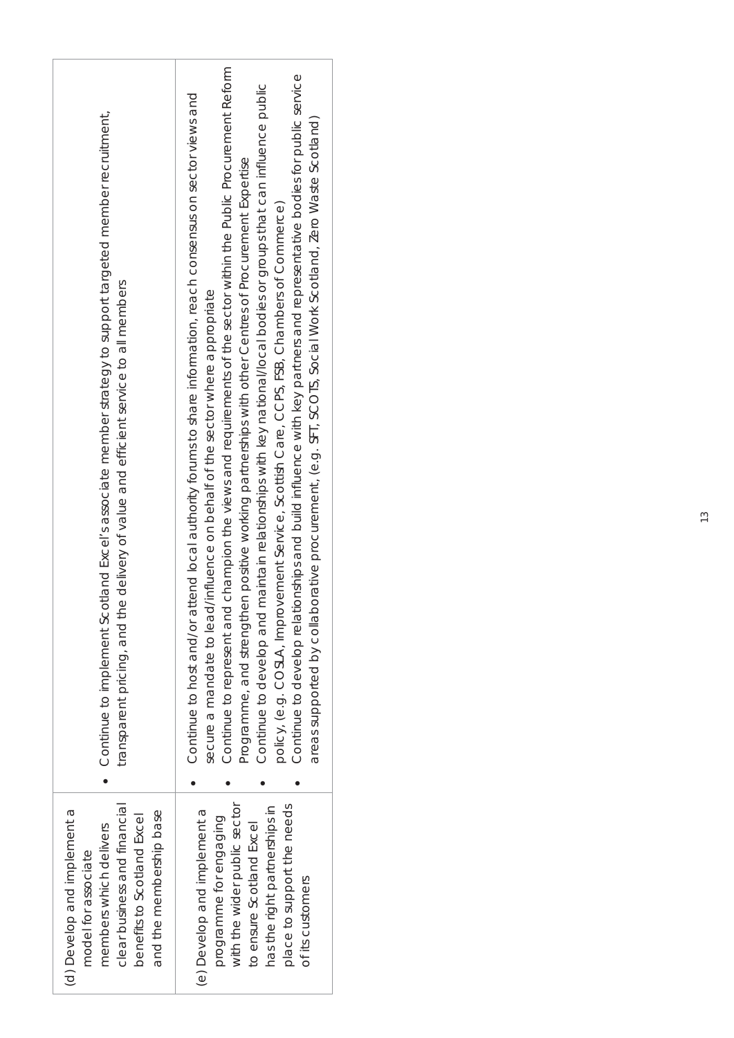| | |
|---|---|
| (d) Develop and implement a model for associate members which delivers clear business and financial benefits to Scotland Excel and the membership base | • Continue to implement Scotland Excel's associate member strategy to support targeted member recruitment, transparent pricing, and the delivery of value and efficient service to all members |
| (e) Develop and implement a programme for engaging with the wider public sector to ensure Scotland Excel has the right partnerships in place to support the needs of its customers | • Continue to host and/or attend local authority forums to share information, reach consensus on sector views and secure a mandate to lead/influence on behalf of the sector where appropriate<br>• Continue to represent and champion the views and requirements of the sector within the Public Procurement Reform Programme, and strengthen positive working partnerships with other Centres of Procurement Expertise<br>• Continue to develop and maintain relationships with key national/local bodies or groups that can influence public policy, (e.g. COSLA, Improvement Service, Scottish Care, CCPS, FSB, Chambers of Commerce)<br>• Continue to develop relationships and build influence with key partners and representative bodies for public service areas supported by collaborative procurement, (e.g. SFT, SCOTS, Social Work Scotland, Zero Waste Scotland) |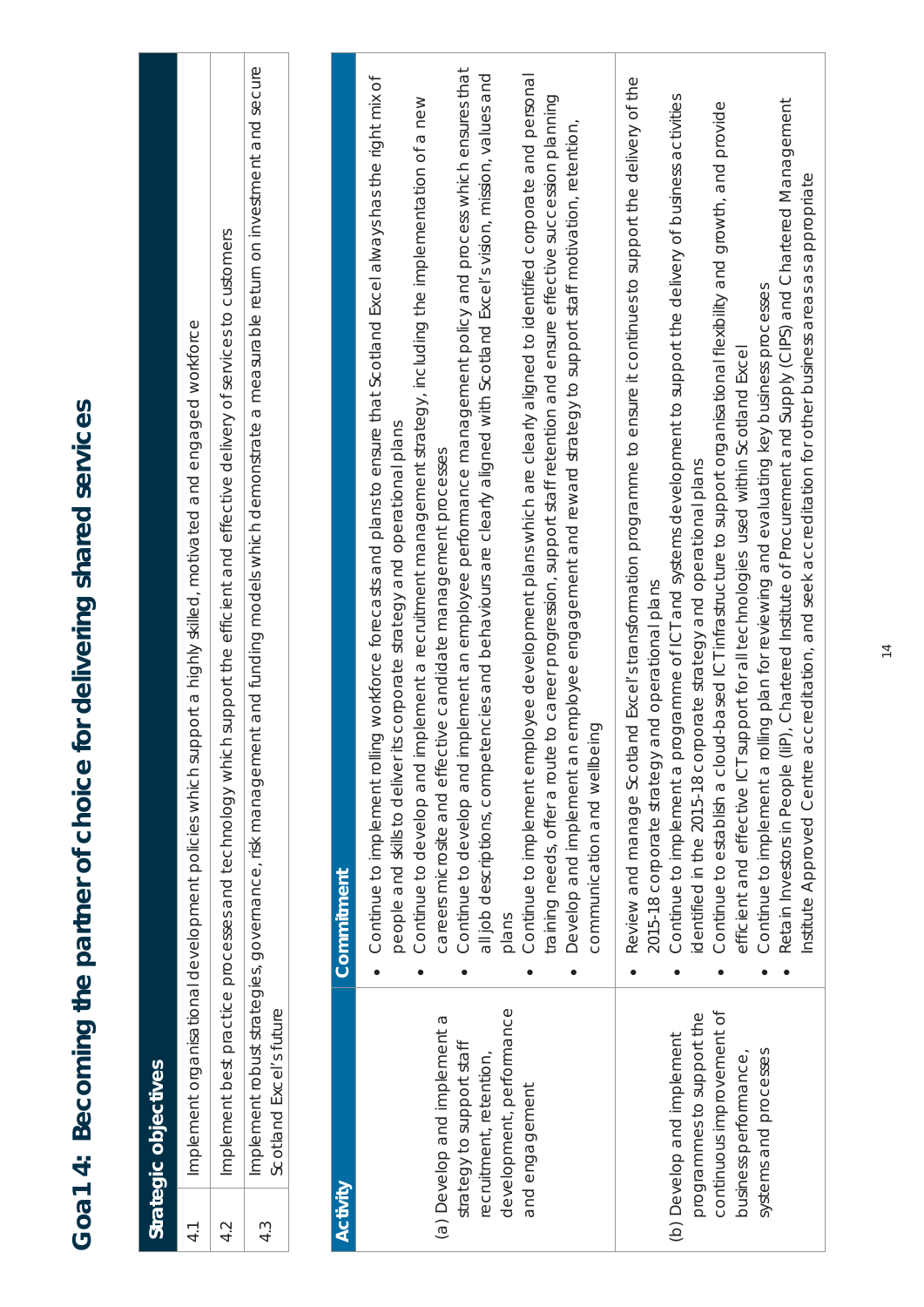# Goal 4: Becoming the partner of choice for delivering shared services

| Strategic objectives | |
|---|---|
| 4.1 | Implement organisational development policies which support a highly skilled, motivated and engaged workforce |
| 4.2 | Implement best practice processes and technology which support the efficient and effective delivery of services to customers |
| 4.3 | Implement robust strategies, governance, risk management and funding models which demonstrate a measurable return on investment and secure Scotland Excel's future |

| Activity | Commitment |
|---|---|
| (a) Develop and implement a strategy to support staff recruitment, retention, development, performance and engagement | • Continue to implement rolling workforce forecasts and plans to ensure that Scotland Excel always has the right mix of people and skills to deliver its corporate strategy and operational plans<br>• Continue to develop and implement a recruitment management strategy, including the implementation of a new careers microsite and effective candidate management processes<br>• Continue to develop and implement an employee performance management policy and process which ensures that all job descriptions, competencies and behaviours are clearly aligned with Scotland Excel's vision, mission, values and plans<br>• Continue to implement employee development plans which are clearly aligned to identified corporate and personal training needs, offer a route to career progression, support staff retention and ensure effective succession planning<br>• Develop and implement an employee engagement and reward strategy to support staff motivation, retention, communication and wellbeing |
| (b) Develop and implement programmes to support the continuous improvement of business performance, systems and processes | • Review and manage Scotland Excel's transformation programme to ensure it continues to support the delivery of the 2015-18 corporate strategy and operational plans<br>• Continue to implement a programme of ICT and systems development to support the delivery of business activities identified in the 2015-18 corporate strategy and operational plans<br>• Continue to establish a cloud-based ICT infrastructure to support organisational flexibility and growth, and provide efficient and effective ICT support for all technologies used within Scotland Excel<br>• Continue to implement a rolling plan for reviewing and evaluating key business processes<br>• Retain Investors in People (IiP), Chartered Institute of Procurement and Supply (CIPS) and Chartered Management Institute Approved Centre accreditation, and seek accreditation for other business areas as appropriate |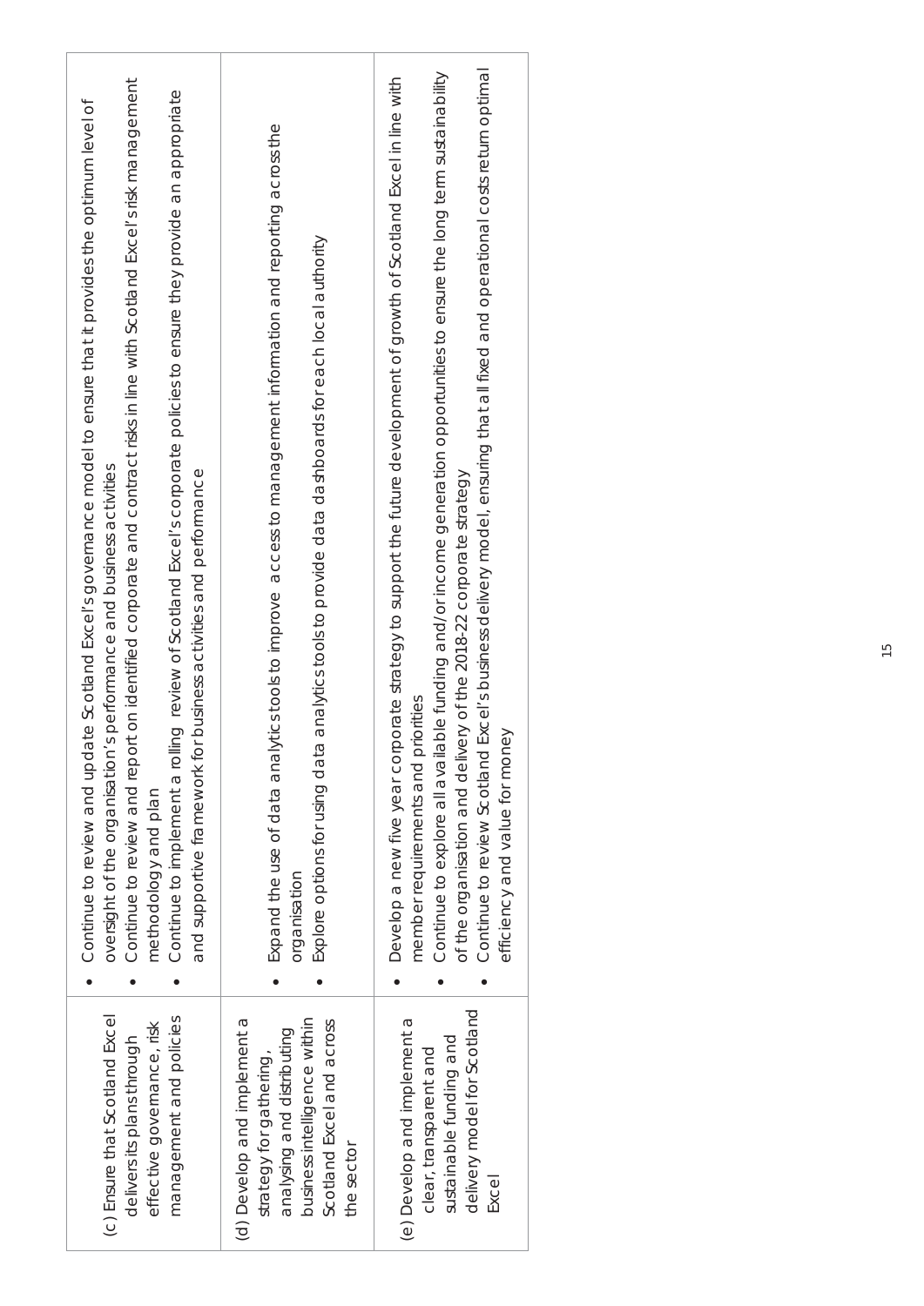| | |
|---|---|
| (c) Ensure that Scotland Excel delivers its plans through effective governance, risk management and policies | • Continue to review and update Scotland Excel's governance model to ensure that it provides the optimum level of oversight of the organisation's performance and business activities<br>• Continue to review and report on identified corporate and contract risks in line with Scotland Excel's risk management methodology and plan<br>• Continue to implement a rolling review of Scotland Excel's corporate policies to ensure they provide an appropriate and supportive framework for business activities and performance |
| (d) Develop and implement a strategy for gathering, analysing and distributing business intelligence within Scotland Excel and across the sector | • Expand the use of data analytics tools to improve access to management information and reporting across the organisation<br>• Explore options for using data analytics tools to provide data dashboards for each local authority |
| (e) Develop and implement a clear, transparent and sustainable funding and delivery model for Scotland Excel | • Develop a new five year corporate strategy to support the future development of growth of Scotland Excel in line with member requirements and priorities<br>• Continue to explore all available funding and/or income generation opportunities to ensure the long term sustainability of the organisation and delivery of the 2018-22 corporate strategy<br>• Continue to review Scotland Excel's business delivery model, ensuring that all fixed and operational costs return optimal efficiency and value for money |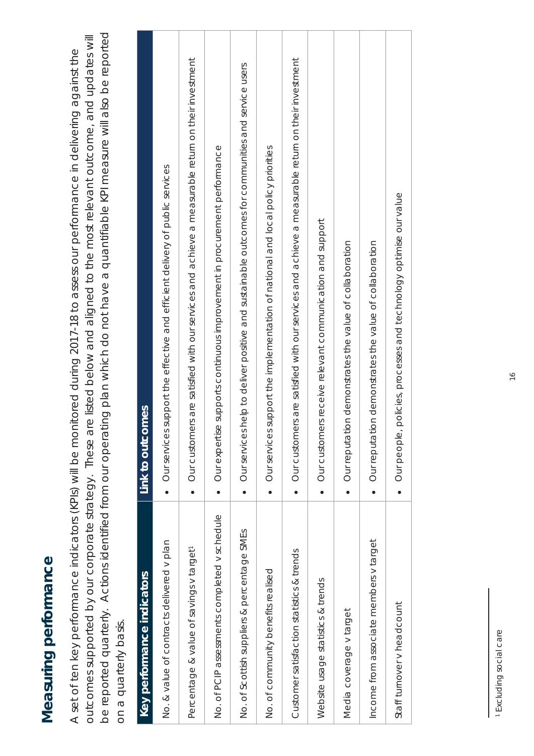# Measuring performance

A set of ten key performance indicators (KPIs) will be monitored during 2017-18 to assess our performance in delivering against the outcomes supported by our corporate strategy. These are listed below and aligned to the most relevant outcome, and updates will be reported quarterly. Actions identified from our operating plan which do not have a quantifiable KPI measure will also be reported on a quarterly basis.

| Key performance indicators | Link to outcomes |
|---|---|
| No. & value of contracts delivered v plan | • Our services support the effective and efficient delivery of public services |
| Percentage & value of savings v target[1] | • Our customers are satisfied with our services and achieve a measurable return on their investment |
| No. of PCIP assessments completed v schedule | • Our expertise supports continuous improvement in procurement performance |
| No. of Scottish suppliers & percentage SMEs | • Our services help to deliver positive and sustainable outcomes for communities and service users |
| No. of community benefits realised | • Our services support the implementation of national and local policy priorities |
| Customer satisfaction statistics & trends | • Our customers are satisfied with our services and achieve a measurable return on their investment |
| Website usage statistics & trends | • Our customers receive relevant communication and support |
| Media coverage v target | • Our reputation demonstrates the value of collaboration |
| Income from associate members v target | • Our reputation demonstrates the value of collaboration |
| Staff turnover v headcount | • Our people, policies, processes and technology optimise our value |

[1] Excluding social care